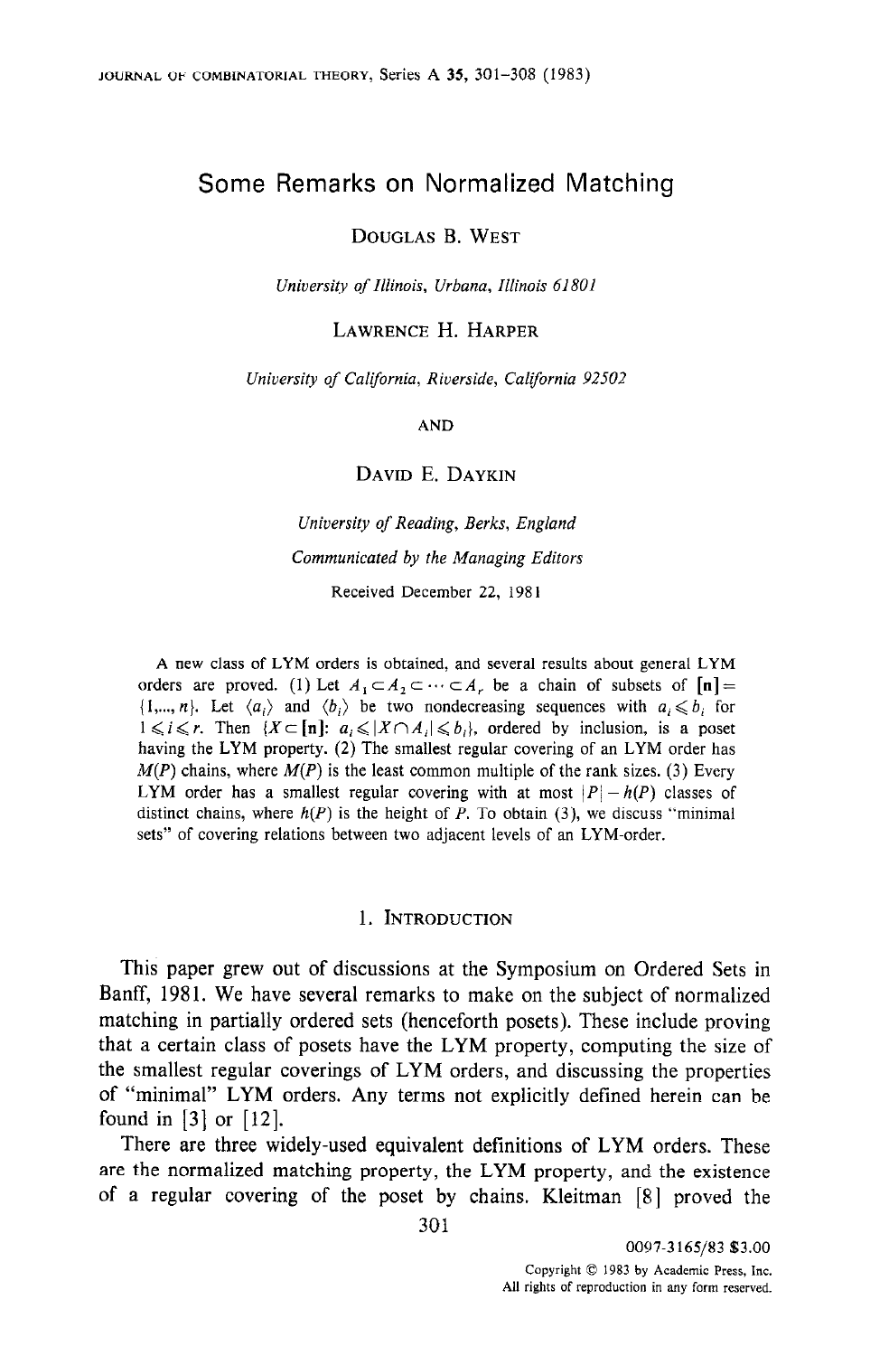# Some Remarks on Normalized Matching

DOUGLAS B. WEST

*University of Illinois, Urbana, Illinois 61801*

LAWRENCE H. HARPER

*University of California, Riverside, California 92502*

AND

DAVID E. DAYKIN

*University of Reading, Berks, England*

*Communicated by the Managing Editors*

Received December 22, 1981

A new class of LYM orders is obtained, and several results about general LYM orders are proved. (1) Let $A_1 \subset A_2 \subset \cdots \subset A_r$ be a chain of subsets of $[\mathbf{n}] = \{1,\ldots,n\}$. Let $\langle a_i \rangle$ and $\langle b_i \rangle$ be two nondecreasing sequences with $a_i \leqslant b_i$ for $1 \leqslant i \leqslant r$. Then $\{X \subset [\mathbf{n}]\colon a_i \leqslant |X \cap A_i| \leqslant b_i\}$, ordered by inclusion, is a poset having the LYM property. (2) The smallest regular covering of an LYM order has $M(P)$ chains, where $M(P)$ is the least common multiple of the rank sizes. (3) Every LYM order has a smallest regular covering with at most $|P| - h(P)$ classes of distinct chains, where $h(P)$ is the height of $P$. To obtain (3), we discuss "minimal sets" of covering relations between two adjacent levels of an LYM-order.

## 1. Introduction

This paper grew out of discussions at the Symposium on Ordered Sets in Banff, 1981. We have several remarks to make on the subject of normalized matching in partially ordered sets (henceforth posets). These include proving that a certain class of posets have the LYM property, computing the size of the smallest regular coverings of LYM orders, and discussing the properties of "minimal" LYM orders. Any terms not explicitly defined herein can be found in [3] or [12].

There are three widely-used equivalent definitions of LYM orders. These are the normalized matching property, the LYM property, and the existence of a regular covering of the poset by chains. Kleitman [8] proved the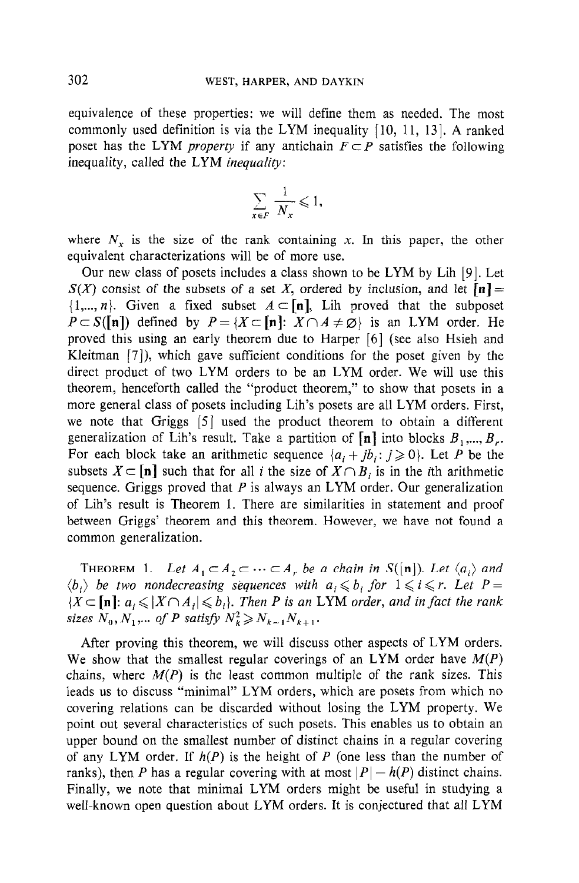equivalence of these properties: we will define them as needed. The most commonly used definition is via the LYM inequality [10, 11, 13]. A ranked poset has the LYM *property* if any antichain $F \subset P$ satisfies the following inequality, called the LYM *inequality*:

$$\sum_{x \in F} \frac{1}{N_x} \leqslant 1,$$

where $N_x$ is the size of the rank containing $x$. In this paper, the other equivalent characterizations will be of more use.

Our new class of posets includes a class shown to be LYM by Lih [9]. Let $S(X)$ consist of the subsets of a set $X$, ordered by inclusion, and let $[\mathbf{n}] = \{1,..., n\}$. Given a fixed subset $A \subset [\mathbf{n}]$, Lih proved that the subposet $P \subset S([\mathbf{n}])$ defined by $P = \{X \subset [\mathbf{n}]: X \cap A \neq \varnothing\}$ is an LYM order. He proved this using an early theorem due to Harper [6] (see also Hsieh and Kleitman [7]), which gave sufficient conditions for the poset given by the direct product of two LYM orders to be an LYM order. We will use this theorem, henceforth called the "product theorem," to show that posets in a more general class of posets including Lih's posets are all LYM orders. First, we note that Griggs [5] used the product theorem to obtain a different generalization of Lih's result. Take a partition of $[\mathbf{n}]$ into blocks $B_1,..., B_r$. For each block take an arithmetic sequence $\{a_i + jb_i: j \geqslant 0\}$. Let $P$ be the subsets $X \subset [\mathbf{n}]$ such that for all $i$ the size of $X \cap B_i$ is in the $i$th arithmetic sequence. Griggs proved that $P$ is always an LYM order. Our generalization of Lih's result is Theorem 1. There are similarities in statement and proof between Griggs' theorem and this theorem. However, we have not found a common generalization.

THEOREM 1. *Let $A_1 \subset A_2 \subset \cdots \subset A_r$ be a chain in $S([\mathbf{n}])$. Let $\langle a_i \rangle$ and $\langle b_i \rangle$ be two nondecreasing sequences with $a_i \leqslant b_i$ for $1 \leqslant i \leqslant r$. Let $P = \{X \subset [\mathbf{n}]: a_i \leqslant |X \cap A_i| \leqslant b_i\}$. Then $P$ is an* LYM *order, and in fact the rank sizes $N_0, N_1,...$ of $P$ satisfy $N_k^2 \geqslant N_{k-1}N_{k+1}$.*

After proving this theorem, we will discuss other aspects of LYM orders. We show that the smallest regular coverings of an LYM order have $M(P)$ chains, where $M(P)$ is the least common multiple of the rank sizes. This leads us to discuss "minimal" LYM orders, which are posets from which no covering relations can be discarded without losing the LYM property. We point out several characteristics of such posets. This enables us to obtain an upper bound on the smallest number of distinct chains in a regular covering of any LYM order. If $h(P)$ is the height of $P$ (one less than the number of ranks), then $P$ has a regular covering with at most $|P| - h(P)$ distinct chains. Finally, we note that minimal LYM orders might be useful in studying a well-known open question about LYM orders. It is conjectured that all LYM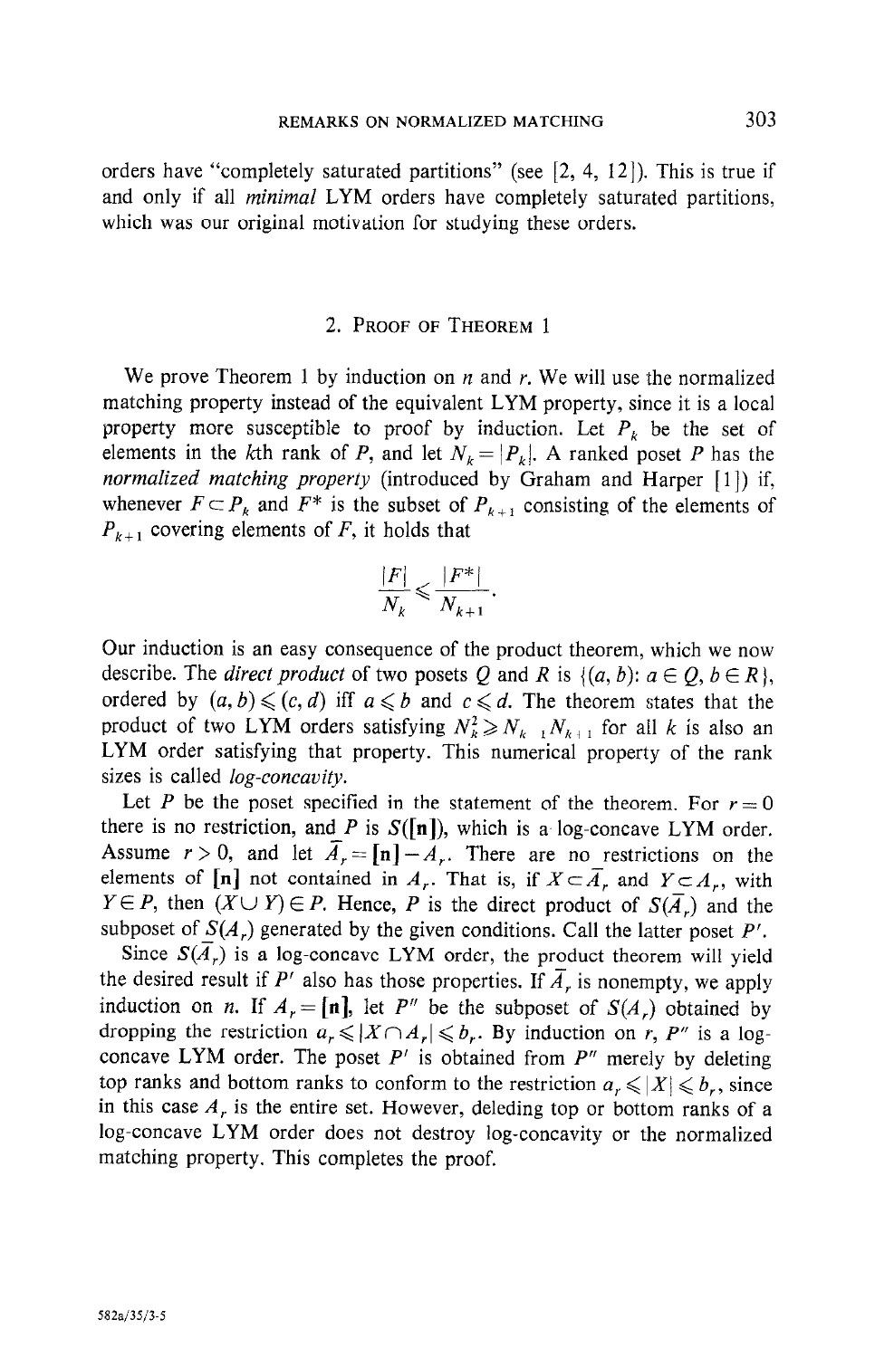orders have "completely saturated partitions" (see [2, 4, 12]). This is true if and only if all *minimal* LYM orders have completely saturated partitions, which was our original motivation for studying these orders.

## 2. Proof of Theorem 1

We prove Theorem 1 by induction on $n$ and $r$. We will use the normalized matching property instead of the equivalent LYM property, since it is a local property more susceptible to proof by induction. Let $P_k$ be the set of elements in the $k$th rank of $P$, and let $N_k = |P_k|$. A ranked poset $P$ has the *normalized matching property* (introduced by Graham and Harper [1]) if, whenever $F \subset P_k$ and $F^*$ is the subset of $P_{k+1}$ consisting of the elements of $P_{k+1}$ covering elements of $F$, it holds that

$$\frac{|F|}{N_k} \leqslant \frac{|F^*|}{N_{k+1}}.$$

Our induction is an easy consequence of the product theorem, which we now describe. The *direct product* of two posets $Q$ and $R$ is $\{(a, b): a \in Q, b \in R\}$, ordered by $(a, b) \leqslant (c, d)$ iff $a \leqslant b$ and $c \leqslant d$. The theorem states that the product of two LYM orders satisfying $N_k^2 \geqslant N_{k-1} N_{k+1}$ for all $k$ is also an LYM order satisfying that property. This numerical property of the rank sizes is called *log-concavity*.

Let $P$ be the poset specified in the statement of the theorem. For $r = 0$ there is no restriction, and $P$ is $S([\mathbf{n}])$, which is a log-concave LYM order. Assume $r > 0$, and let $\bar{A}_r = [\mathbf{n}] - A_r$. There are no restrictions on the elements of $[\mathbf{n}]$ not contained in $A_r$. That is, if $X \subset \bar{A}_r$ and $Y \subset A_r$, with $Y \in P$, then $(X \cup Y) \in P$. Hence, $P$ is the direct product of $S(\bar{A}_r)$ and the subposet of $S(A_r)$ generated by the given conditions. Call the latter poset $P'$.

Since $S(\bar{A}_r)$ is a log-concave LYM order, the product theorem will yield the desired result if $P'$ also has those properties. If $\bar{A}_r$ is nonempty, we apply induction on $n$. If $A_r = [\mathbf{n}]$, let $P''$ be the subposet of $S(A_r)$ obtained by dropping the restriction $a_r \leqslant |X \cap A_r| \leqslant b_r$. By induction on $r$, $P''$ is a log-concave LYM order. The poset $P'$ is obtained from $P''$ merely by deleting top ranks and bottom ranks to conform to the restriction $a_r \leqslant |X| \leqslant b_r$, since in this case $A_r$ is the entire set. However, deleding top or bottom ranks of a log-concave LYM order does not destroy log-concavity or the normalized matching property. This completes the proof.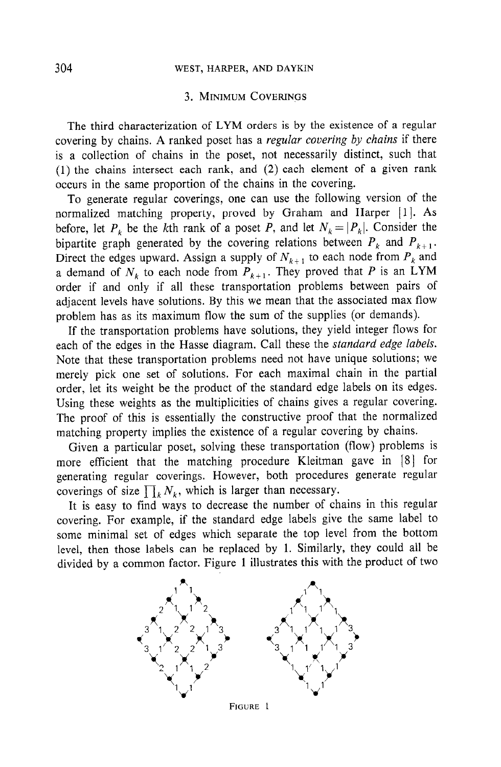## 3. Minimum Coverings

The third characterization of LYM orders is by the existence of a regular covering by chains. A ranked poset has a *regular covering by chains* if there is a collection of chains in the poset, not necessarily distinct, such that (1) the chains intersect each rank, and (2) each element of a given rank occurs in the same proportion of the chains in the covering.

To generate regular coverings, one can use the following version of the normalized matching property, proved by Graham and Harper [1]. As before, let $P_k$ be the $k$th rank of a poset $P$, and let $N_k = |P_k|$. Consider the bipartite graph generated by the covering relations between $P_k$ and $P_{k+1}$. Direct the edges upward. Assign a supply of $N_{k+1}$ to each node from $P_k$ and a demand of $N_k$ to each node from $P_{k+1}$. They proved that $P$ is an LYM order if and only if all these transportation problems between pairs of adjacent levels have solutions. By this we mean that the associated max flow problem has as its maximum flow the sum of the supplies (or demands).

If the transportation problems have solutions, they yield integer flows for each of the edges in the Hasse diagram. Call these the *standard edge labels*. Note that these transportation problems need not have unique solutions; we merely pick one set of solutions. For each maximal chain in the partial order, let its weight be the product of the standard edge labels on its edges. Using these weights as the multiplicities of chains gives a regular covering. The proof of this is essentially the constructive proof that the normalized matching property implies the existence of a regular covering by chains.

Given a particular poset, solving these transportation (flow) problems is more efficient that the matching procedure Kleitman gave in [8] for generating regular coverings. However, both procedures generate regular coverings of size $\prod_k N_k$, which is larger than necessary.

It is easy to find ways to decrease the number of chains in this regular covering. For example, if the standard edge labels give the same label to some minimal set of edges which separate the top level from the bottom level, then those labels can be replaced by 1. Similarly, they could all be divided by a common factor. Figure 1 illustrates this with the product of two

FIGURE 1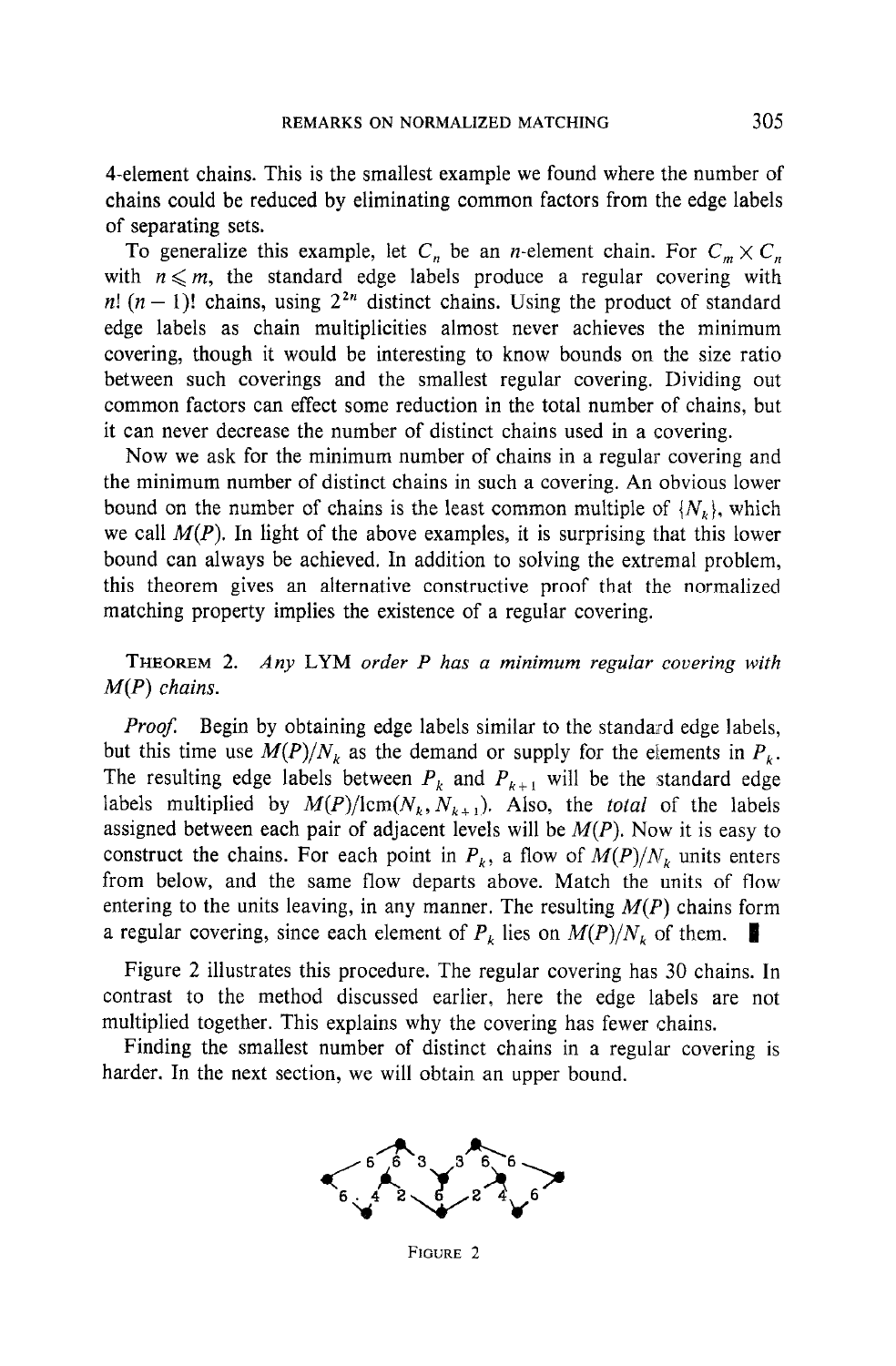4-element chains. This is the smallest example we found where the number of chains could be reduced by eliminating common factors from the edge labels of separating sets.

To generalize this example, let $C_n$ be an $n$-element chain. For $C_m \times C_n$ with $n \leqslant m$, the standard edge labels produce a regular covering with $n!\,(n-1)!$ chains, using $2^{2n}$ distinct chains. Using the product of standard edge labels as chain multiplicities almost never achieves the minimum covering, though it would be interesting to know bounds on the size ratio between such coverings and the smallest regular covering. Dividing out common factors can effect some reduction in the total number of chains, but it can never decrease the number of distinct chains used in a covering.

Now we ask for the minimum number of chains in a regular covering and the minimum number of distinct chains in such a covering. An obvious lower bound on the number of chains is the least common multiple of $\{N_k\}$, which we call $M(P)$. In light of the above examples, it is surprising that this lower bound can always be achieved. In addition to solving the extremal problem, this theorem gives an alternative constructive proof that the normalized matching property implies the existence of a regular covering.

**Theorem 2.** *Any* LYM *order $P$ has a minimum regular covering with $M(P)$ chains.*

*Proof.* Begin by obtaining edge labels similar to the standard edge labels, but this time use $M(P)/N_k$ as the demand or supply for the elements in $P_k$. The resulting edge labels between $P_k$ and $P_{k+1}$ will be the standard edge labels multiplied by $M(P)/\text{lcm}(N_k, N_{k+1})$. Also, the *total* of the labels assigned between each pair of adjacent levels will be $M(P)$. Now it is easy to construct the chains. For each point in $P_k$, a flow of $M(P)/N_k$ units enters from below, and the same flow departs above. Match the units of flow entering to the units leaving, in any manner. The resulting $M(P)$ chains form a regular covering, since each element of $P_k$ lies on $M(P)/N_k$ of them. ∎

Figure 2 illustrates this procedure. The regular covering has 30 chains. In contrast to the method discussed earlier, here the edge labels are not multiplied together. This explains why the covering has fewer chains.

Finding the smallest number of distinct chains in a regular covering is harder. In the next section, we will obtain an upper bound.

FIGURE 2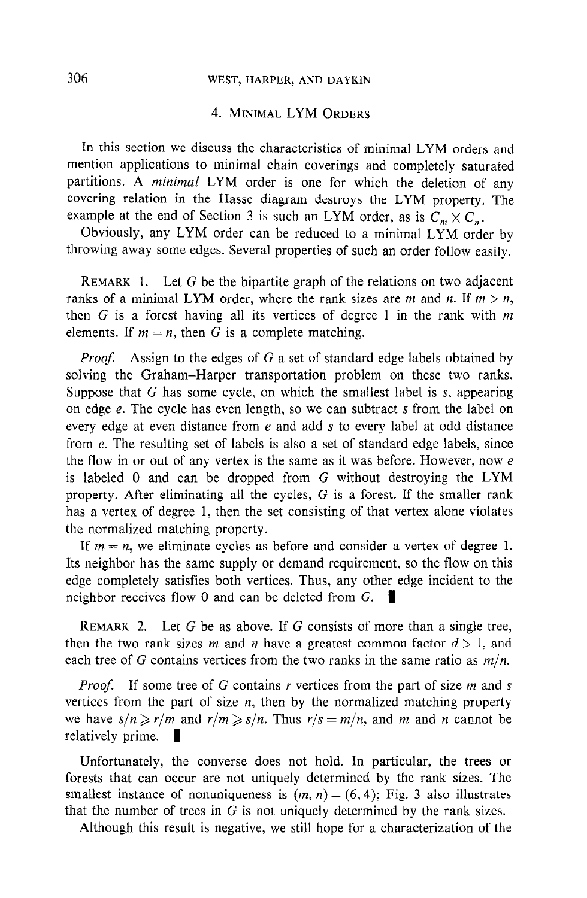## 4. Minimal LYM Orders

In this section we discuss the characteristics of minimal LYM orders and mention applications to minimal chain coverings and completely saturated partitions. A *minimal* LYM order is one for which the deletion of any covering relation in the Hasse diagram destroys the LYM property. The example at the end of Section 3 is such an LYM order, as is $C_m \times C_n$.

Obviously, any LYM order can be reduced to a minimal LYM order by throwing away some edges. Several properties of such an order follow easily.

Remark 1. Let $G$ be the bipartite graph of the relations on two adjacent ranks of a minimal LYM order, where the rank sizes are $m$ and $n$. If $m > n$, then $G$ is a forest having all its vertices of degree 1 in the rank with $m$ elements. If $m = n$, then $G$ is a complete matching.

*Proof.* Assign to the edges of $G$ a set of standard edge labels obtained by solving the Graham–Harper transportation problem on these two ranks. Suppose that $G$ has some cycle, on which the smallest label is $s$, appearing on edge $e$. The cycle has even length, so we can subtract $s$ from the label on every edge at even distance from $e$ and add $s$ to every label at odd distance from $e$. The resulting set of labels is also a set of standard edge labels, since the flow in or out of any vertex is the same as it was before. However, now $e$ is labeled 0 and can be dropped from $G$ without destroying the LYM property. After eliminating all the cycles, $G$ is a forest. If the smaller rank has a vertex of degree 1, then the set consisting of that vertex alone violates the normalized matching property.

If $m = n$, we eliminate cycles as before and consider a vertex of degree 1. Its neighbor has the same supply or demand requirement, so the flow on this edge completely satisfies both vertices. Thus, any other edge incident to the neighbor receives flow 0 and can be deleted from $G$. ∎

Remark 2. Let $G$ be as above. If $G$ consists of more than a single tree, then the two rank sizes $m$ and $n$ have a greatest common factor $d > 1$, and each tree of $G$ contains vertices from the two ranks in the same ratio as $m/n$.

*Proof.* If some tree of $G$ contains $r$ vertices from the part of size $m$ and $s$ vertices from the part of size $n$, then by the normalized matching property we have $s/n \geqslant r/m$ and $r/m \geqslant s/n$. Thus $r/s = m/n$, and $m$ and $n$ cannot be relatively prime. ∎

Unfortunately, the converse does not hold. In particular, the trees or forests that can occur are not uniquely determined by the rank sizes. The smallest instance of nonuniqueness is $(m, n) = (6, 4)$; Fig. 3 also illustrates that the number of trees in $G$ is not uniquely determined by the rank sizes.

Although this result is negative, we still hope for a characterization of the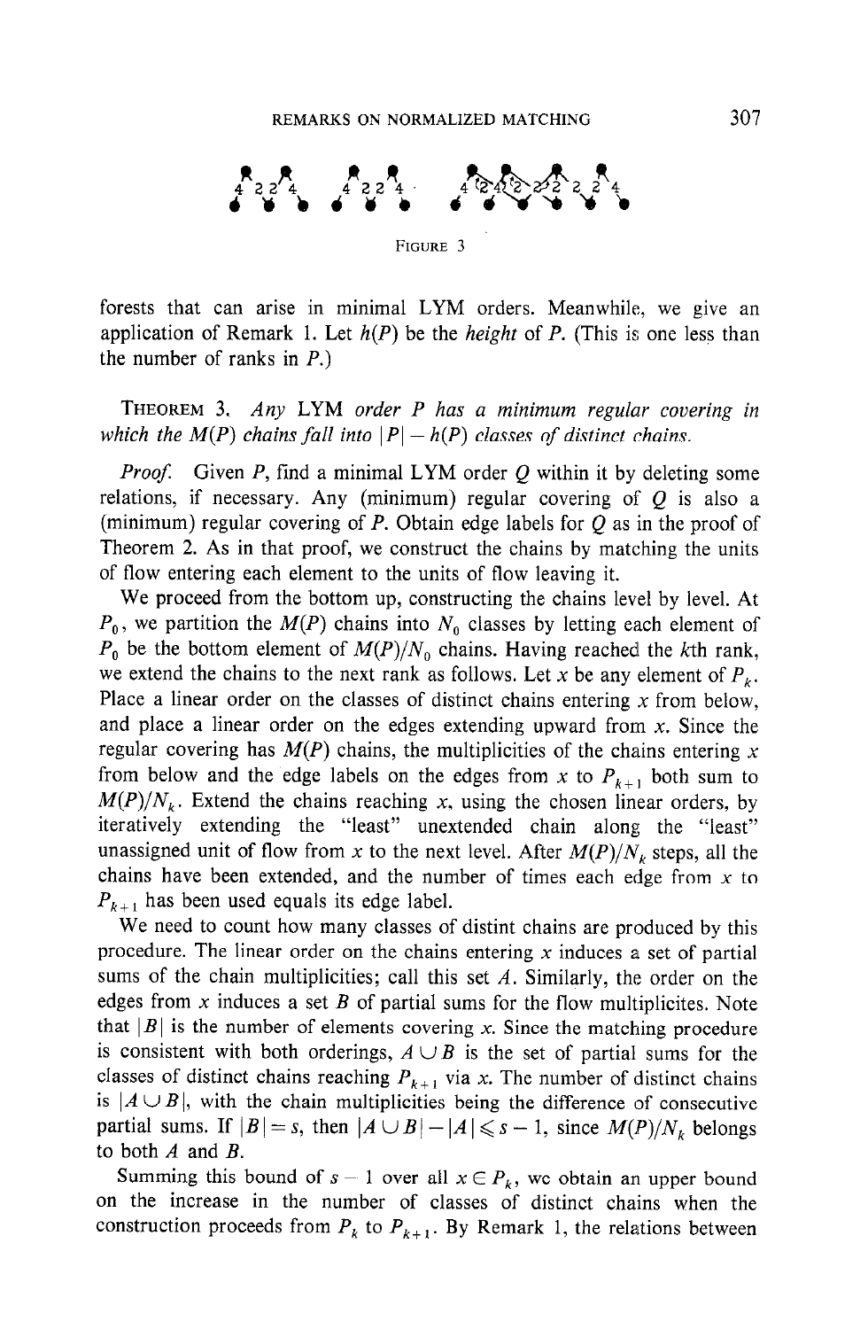FIGURE 3

forests that can arise in minimal LYM orders. Meanwhile, we give an application of Remark 1. Let $h(P)$ be the *height* of $P$. (This is one less than the number of ranks in $P$.)

THEOREM 3. *Any* LYM *order $P$ has a minimum regular covering in which the $M(P)$ chains fall into $|P| - h(P)$ classes of distinct chains.*

*Proof.* Given $P$, find a minimal LYM order $Q$ within it by deleting some relations, if necessary. Any (minimum) regular covering of $Q$ is also a (minimum) regular covering of $P$. Obtain edge labels for $Q$ as in the proof of Theorem 2. As in that proof, we construct the chains by matching the units of flow entering each element to the units of flow leaving it.

We proceed from the bottom up, constructing the chains level by level. At $P_0$, we partition the $M(P)$ chains into $N_0$ classes by letting each element of $P_0$ be the bottom element of $M(P)/N_0$ chains. Having reached the $k$th rank, we extend the chains to the next rank as follows. Let $x$ be any element of $P_k$. Place a linear order on the classes of distinct chains entering $x$ from below, and place a linear order on the edges extending upward from $x$. Since the regular covering has $M(P)$ chains, the multiplicities of the chains entering $x$ from below and the edge labels on the edges from $x$ to $P_{k+1}$ both sum to $M(P)/N_k$. Extend the chains reaching $x$, using the chosen linear orders, by iteratively extending the "least" unextended chain along the "least" unassigned unit of flow from $x$ to the next level. After $M(P)/N_k$ steps, all the chains have been extended, and the number of times each edge from $x$ to $P_{k+1}$ has been used equals its edge label.

We need to count how many classes of distint chains are produced by this procedure. The linear order on the chains entering $x$ induces a set of partial sums of the chain multiplicities; call this set $A$. Similarly, the order on the edges from $x$ induces a set $B$ of partial sums for the flow multiplicites. Note that $|B|$ is the number of elements covering $x$. Since the matching procedure is consistent with both orderings, $A \cup B$ is the set of partial sums for the classes of distinct chains reaching $P_{k+1}$ via $x$. The number of distinct chains is $|A \cup B|$, with the chain multiplicities being the difference of consecutive partial sums. If $|B| = s$, then $|A \cup B| - |A| \leqslant s - 1$, since $M(P)/N_k$ belongs to both $A$ and $B$.

Summing this bound of $s - 1$ over all $x \in P_k$, we obtain an upper bound on the increase in the number of classes of distinct chains when the construction proceeds from $P_k$ to $P_{k+1}$. By Remark 1, the relations between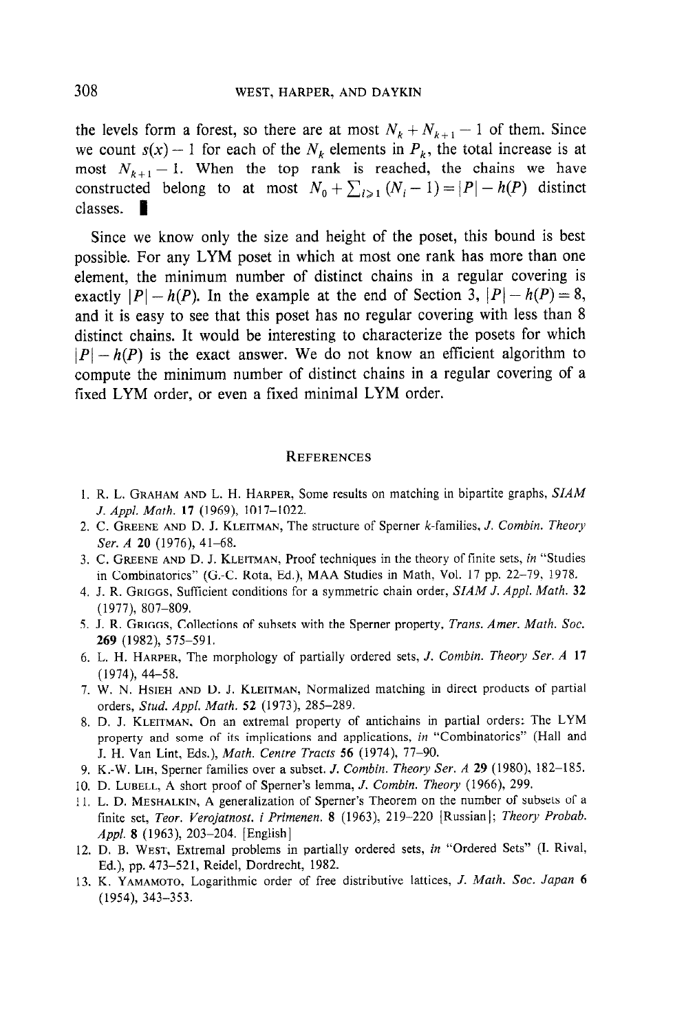the levels form a forest, so there are at most $N_k + N_{k+1} - 1$ of them. Since we count $s(x) - 1$ for each of the $N_k$ elements in $P_k$, the total increase is at most $N_{k+1} - 1$. When the top rank is reached, the chains we have constructed belong to at most $N_0 + \sum_{i \geq 1} (N_i - 1) = |P| - h(P)$ distinct classes. ∎

Since we know only the size and height of the poset, this bound is best possible. For any LYM poset in which at most one rank has more than one element, the minimum number of distinct chains in a regular covering is exactly $|P| - h(P)$. In the example at the end of Section 3, $|P| - h(P) = 8$, and it is easy to see that this poset has no regular covering with less than 8 distinct chains. It would be interesting to characterize the posets for which $|P| - h(P)$ is the exact answer. We do not know an efficient algorithm to compute the minimum number of distinct chains in a regular covering of a fixed LYM order, or even a fixed minimal LYM order.

## REFERENCES

1. R. L. GRAHAM AND L. H. HARPER, Some results on matching in bipartite graphs, *SIAM J. Appl. Math.* **17** (1969), 1017–1022.
2. C. GREENE AND D. J. KLEITMAN, The structure of Sperner $k$-families, *J. Combin. Theory Ser. A* **20** (1976), 41–68.
3. C. GREENE AND D. J. KLEITMAN, Proof techniques in the theory of finite sets, *in* "Studies in Combinatorics" (G.-C. Rota, Ed.), MAA Studies in Math, Vol. 17 pp. 22–79, 1978.
4. J. R. GRIGGS, Sufficient conditions for a symmetric chain order, *SIAM J. Appl. Math.* **32** (1977), 807–809.
5. J. R. GRIGGS, Collections of subsets with the Sperner property, *Trans. Amer. Math. Soc.* **269** (1982), 575–591.
6. L. H. HARPER, The morphology of partially ordered sets, *J. Combin. Theory Ser. A* **17** (1974), 44–58.
7. W. N. HSIEH AND D. J. KLEITMAN, Normalized matching in direct products of partial orders, *Stud. Appl. Math.* **52** (1973), 285–289.
8. D. J. KLEITMAN, On an extremal property of antichains in partial orders: The LYM property and some of its implications and applications, *in* "Combinatorics" (Hall and J. H. Van Lint, Eds.), *Math. Centre Tracts* **56** (1974), 77–90.
9. K.-W. LIH, Sperner families over a subset, *J. Combin. Theory Ser. A* **29** (1980), 182–185.
10. D. LUBELL, A short proof of Sperner's lemma, *J. Combin. Theory* (1966), 299.
11. L. D. MESHALKIN, A generalization of Sperner's Theorem on the number of subsets of a finite set, *Teor. Verojatnost. i Primenen.* **8** (1963), 219–220 [Russian]; *Theory Probab. Appl.* **8** (1963), 203–204. [English]
12. D. B. WEST, Extremal problems in partially ordered sets, *in* "Ordered Sets" (I. Rival, Ed.), pp. 473–521, Reidel, Dordrecht, 1982.
13. K. YAMAMOTO, Logarithmic order of free distributive lattices, *J. Math. Soc. Japan* **6** (1954), 343–353.